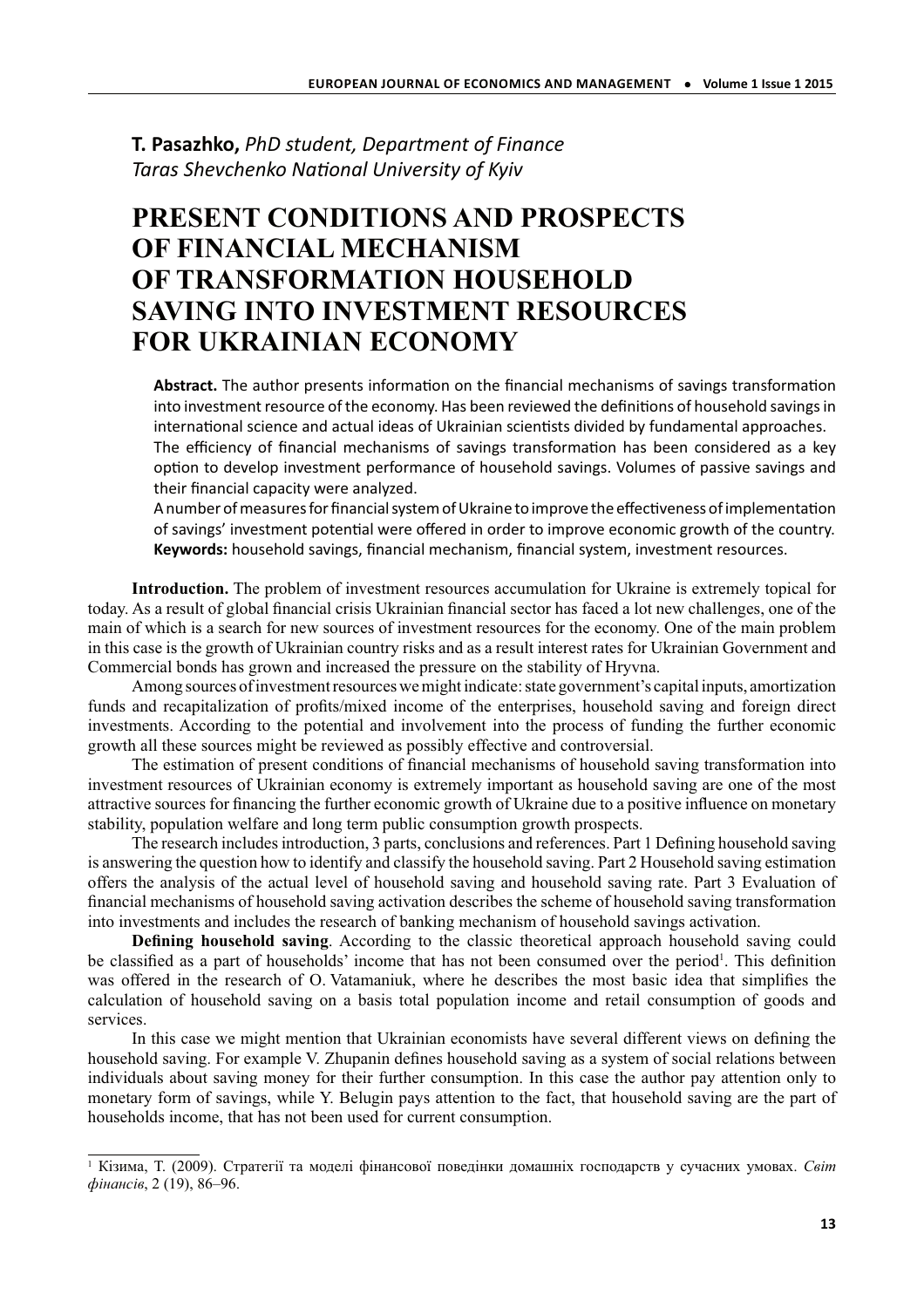**T. Pasazhko,** *PhD student, Department of Finance*
*Taras Shevchenko National University of Kyiv*

# PRESENT CONDITIONS AND PROSPECTS OF FINANCIAL MECHANISM OF TRANSFORMATION HOUSEHOLD SAVING INTO INVESTMENT RESOURCES FOR UKRAINIAN ECONOMY

**Abstract.** The author presents information on the financial mechanisms of savings transformation into investment resource of the economy. Has been reviewed the definitions of household savings in international science and actual ideas of Ukrainian scientists divided by fundamental approaches.
The efficiency of financial mechanisms of savings transformation has been considered as a key option to develop investment performance of household savings. Volumes of passive savings and their financial capacity were analyzed.
A number of measures for financial system of Ukraine to improve the effectiveness of implementation of savings' investment potential were offered in order to improve economic growth of the country.
**Keywords:** household savings, financial mechanism, financial system, investment resources.

**Introduction.** The problem of investment resources accumulation for Ukraine is extremely topical for today. As a result of global financial crisis Ukrainian financial sector has faced a lot new challenges, one of the main of which is a search for new sources of investment resources for the economy. One of the main problem in this case is the growth of Ukrainian country risks and as a result interest rates for Ukrainian Government and Commercial bonds has grown and increased the pressure on the stability of Hryvna.

Among sources of investment resources we might indicate: state government's capital inputs, amortization funds and recapitalization of profits/mixed income of the enterprises, household saving and foreign direct investments. According to the potential and involvement into the process of funding the further economic growth all these sources might be reviewed as possibly effective and controversial.

The estimation of present conditions of financial mechanisms of household saving transformation into investment resources of Ukrainian economy is extremely important as household saving are one of the most attractive sources for financing the further economic growth of Ukraine due to a positive influence on monetary stability, population welfare and long term public consumption growth prospects.

The research includes introduction, 3 parts, conclusions and references. Part 1 Defining household saving is answering the question how to identify and classify the household saving. Part 2 Household saving estimation offers the analysis of the actual level of household saving and household saving rate. Part 3 Evaluation of financial mechanisms of household saving activation describes the scheme of household saving transformation into investments and includes the research of banking mechanism of household savings activation.

**Defining household saving**. According to the classic theoretical approach household saving could be classified as a part of households' income that has not been consumed over the period[1]. This definition was offered in the research of O. Vatamaniuk, where he describes the most basic idea that simplifies the calculation of household saving on a basis total population income and retail consumption of goods and services.

In this case we might mention that Ukrainian economists have several different views on defining the household saving. For example V. Zhupanin defines household saving as a system of social relations between individuals about saving money for their further consumption. In this case the author pay attention only to monetary form of savings, while Y. Belugin pays attention to the fact, that household saving are the part of households income, that has not been used for current consumption.

---

[1] Кізима, Т. (2009). Стратегії та моделі фінансової поведінки домашніх господарств у сучасних умовах. *Світ фінансів*, 2 (19), 86–96.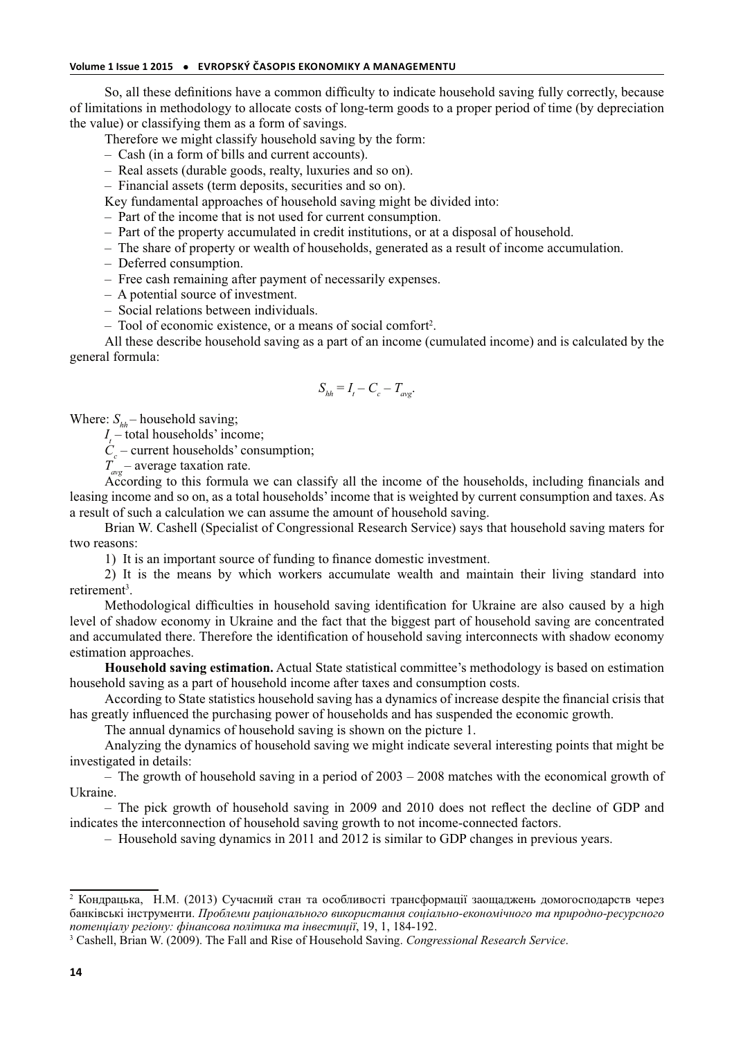So, all these definitions have a common difficulty to indicate household saving fully correctly, because of limitations in methodology to allocate costs of long-term goods to a proper period of time (by depreciation the value) or classifying them as a form of savings.

Therefore we might classify household saving by the form:

- Cash (in a form of bills and current accounts).
- Real assets (durable goods, realty, luxuries and so on).
- Financial assets (term deposits, securities and so on).

Key fundamental approaches of household saving might be divided into:

- Part of the income that is not used for current consumption.
- Part of the property accumulated in credit institutions, or at a disposal of household.
- The share of property or wealth of households, generated as a result of income accumulation.
- Deferred consumption.
- Free cash remaining after payment of necessarily expenses.
- A potential source of investment.
- Social relations between individuals.
- Tool of economic existence, or a means of social comfort[2].

All these describe household saving as a part of an income (cumulated income) and is calculated by the general formula:

$$S_{hh} = I_t - C_c - T_{avg}.$$

Where: $S_{hh}$ – household saving;

$I_t$ – total households' income;

$C_c$ – current households' consumption;

$T_{avg}$ – average taxation rate.

According to this formula we can classify all the income of the households, including financials and leasing income and so on, as a total households' income that is weighted by current consumption and taxes. As a result of such a calculation we can assume the amount of household saving.

Brian W. Cashell (Specialist of Congressional Research Service) says that household saving maters for two reasons:

1) It is an important source of funding to finance domestic investment.

2) It is the means by which workers accumulate wealth and maintain their living standard into retirement[3].

Methodological difficulties in household saving identification for Ukraine are also caused by a high level of shadow economy in Ukraine and the fact that the biggest part of household saving are concentrated and accumulated there. Therefore the identification of household saving interconnects with shadow economy estimation approaches.

**Household saving estimation.** Actual State statistical committee's methodology is based on estimation household saving as a part of household income after taxes and consumption costs.

According to State statistics household saving has a dynamics of increase despite the financial crisis that has greatly influenced the purchasing power of households and has suspended the economic growth.

The annual dynamics of household saving is shown on the picture 1.

Analyzing the dynamics of household saving we might indicate several interesting points that might be investigated in details:

– The growth of household saving in a period of 2003 – 2008 matches with the economical growth of Ukraine.

– The pick growth of household saving in 2009 and 2010 does not reflect the decline of GDP and indicates the interconnection of household saving growth to not income-connected factors.

– Household saving dynamics in 2011 and 2012 is similar to GDP changes in previous years.

---

[2] Кондрацька, Н.М. (2013) Сучасний стан та особливості трансформації заощаджень домогосподарств через банківські інструменти. *Проблеми раціонального використання соціально-економічного та природно-ресурсного потенціалу регіону: фінансова політика та інвестиції*, 19, 1, 184-192.

[3] Cashell, Brian W. (2009). The Fall and Rise of Household Saving. *Congressional Research Service*.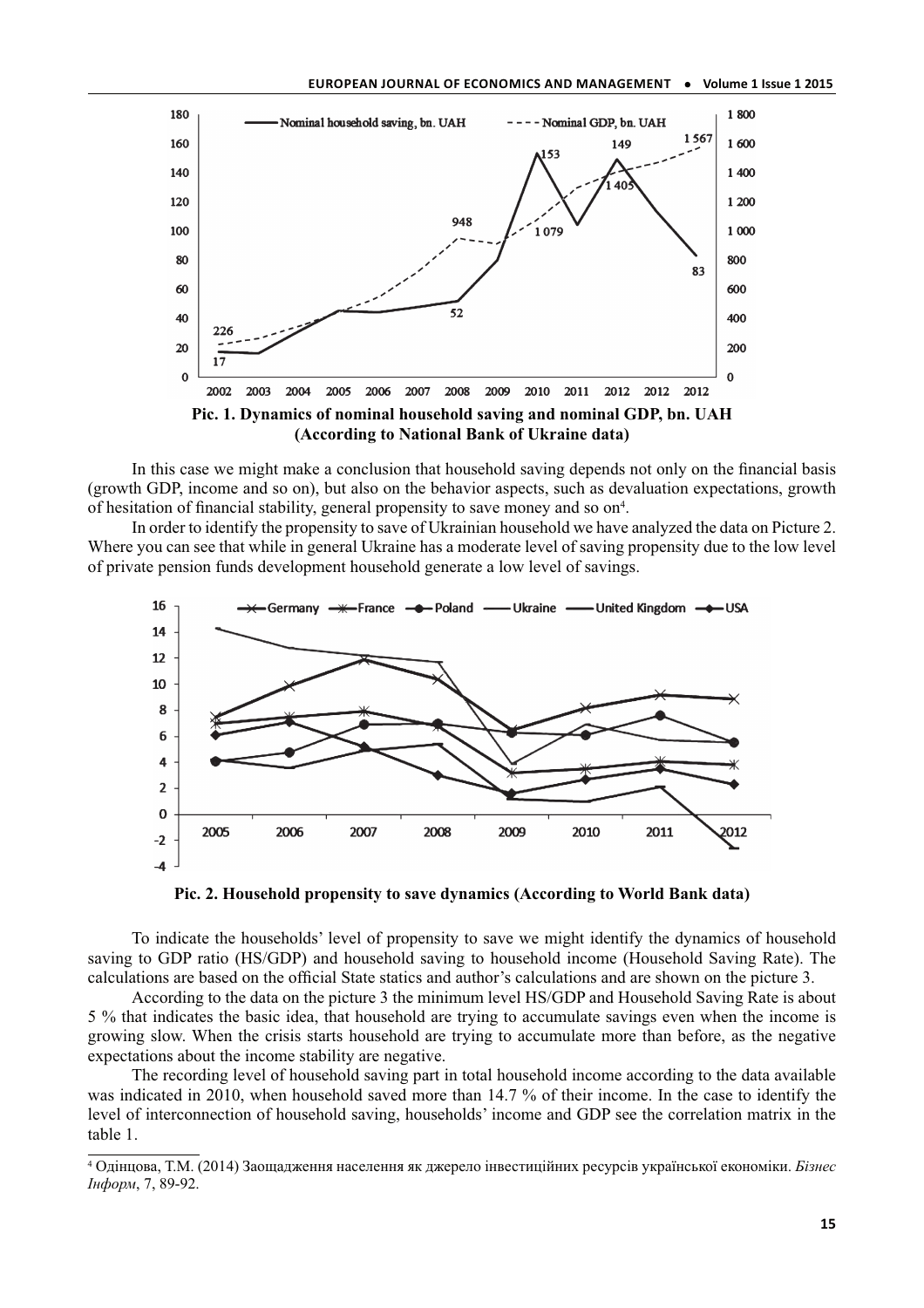Pic. 1. Dynamics of nominal household saving and nominal GDP, bn. UAH (According to National Bank of Ukraine data)

In this case we might make a conclusion that household saving depends not only on the financial basis (growth GDP, income and so on), but also on the behavior aspects, such as devaluation expectations, growth of hesitation of financial stability, general propensity to save money and so on[4].

In order to identify the propensity to save of Ukrainian household we have analyzed the data on Picture 2. Where you can see that while in general Ukraine has a moderate level of saving propensity due to the low level of private pension funds development household generate a low level of savings.

Pic. 2. Household propensity to save dynamics (According to World Bank data)

To indicate the households' level of propensity to save we might identify the dynamics of household saving to GDP ratio (HS/GDP) and household saving to household income (Household Saving Rate). The calculations are based on the official State statics and author's calculations and are shown on the picture 3.

According to the data on the picture 3 the minimum level HS/GDP and Household Saving Rate is about 5 % that indicates the basic idea, that household are trying to accumulate savings even when the income is growing slow. When the crisis starts household are trying to accumulate more than before, as the negative expectations about the income stability are negative.

The recording level of household saving part in total household income according to the data available was indicated in 2010, when household saved more than 14.7 % of their income. In the case to identify the level of interconnection of household saving, households' income and GDP see the correlation matrix in the table 1.

---

[4] Одінцова, Т.М. (2014) Заощадження населення як джерело інвестиційних ресурсів української економіки. *Бізнес Інформ*, 7, 89-92.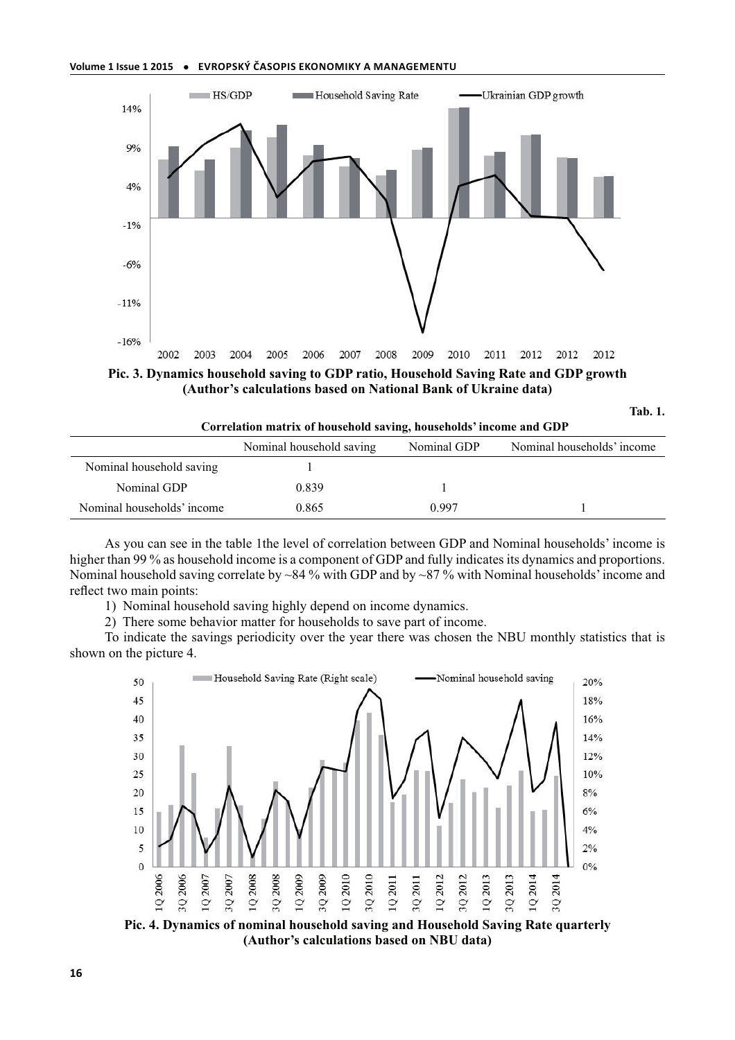**Pic. 3. Dynamics household saving to GDP ratio, Household Saving Rate and GDP growth (Author's calculations based on National Bank of Ukraine data)**

**Tab. 1.**

**Correlation matrix of household saving, households' income and GDP**

| | Nominal household saving | Nominal GDP | Nominal households' income |
|---|---|---|---|
| Nominal household saving | 1 | | |
| Nominal GDP | 0.839 | 1 | |
| Nominal households' income | 0.865 | 0.997 | 1 |

As you can see in the table 1the level of correlation between GDP and Nominal households' income is higher than 99 % as household income is a component of GDP and fully indicates its dynamics and proportions. Nominal household saving correlate by ~84 % with GDP and by ~87 % with Nominal households' income and reflect two main points:

1) Nominal household saving highly depend on income dynamics.
2) There some behavior matter for households to save part of income.

To indicate the savings periodicity over the year there was chosen the NBU monthly statistics that is shown on the picture 4.

**Pic. 4. Dynamics of nominal household saving and Household Saving Rate quarterly (Author's calculations based on NBU data)**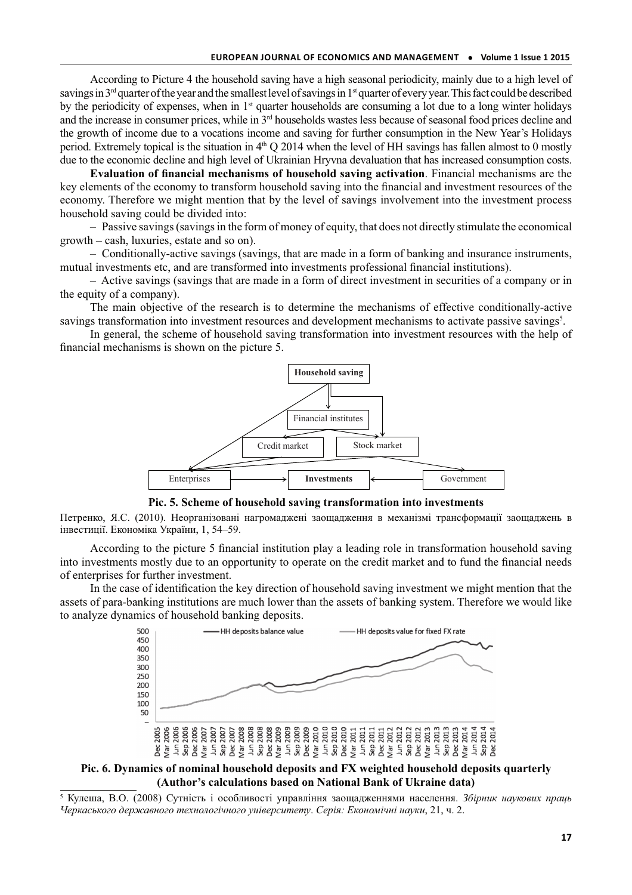According to Picture 4 the household saving have a high seasonal periodicity, mainly due to a high level of savings in 3rd quarter of the year and the smallest level of savings in 1st quarter of every year. This fact could be described by the periodicity of expenses, when in 1st quarter households are consuming a lot due to a long winter holidays and the increase in consumer prices, while in 3rd households wastes less because of seasonal food prices decline and the growth of income due to a vocations income and saving for further consumption in the New Year's Holidays period. Extremely topical is the situation in 4th Q 2014 when the level of HH savings has fallen almost to 0 mostly due to the economic decline and high level of Ukrainian Hryvna devaluation that has increased consumption costs.

**Evaluation of financial mechanisms of household saving activation**. Financial mechanisms are the key elements of the economy to transform household saving into the financial and investment resources of the economy. Therefore we might mention that by the level of savings involvement into the investment process household saving could be divided into:

– Passive savings (savings in the form of money of equity, that does not directly stimulate the economical growth – cash, luxuries, estate and so on).

– Conditionally-active savings (savings, that are made in a form of banking and insurance instruments, mutual investments etc, and are transformed into investments professional financial institutions).

– Active savings (savings that are made in a form of direct investment in securities of a company or in the equity of a company).

The main objective of the research is to determine the mechanisms of effective conditionally-active savings transformation into investment resources and development mechanisms to activate passive savings[5].

In general, the scheme of household saving transformation into investment resources with the help of financial mechanisms is shown on the picture 5.

**Pic. 5. Scheme of household saving transformation into investments**

Петренко, Я.С. (2010). Неорганізовані нагромаджені заощадження в механізмі трансформації заощаджень в інвестиції. Економіка України, 1, 54–59.

According to the picture 5 financial institution play a leading role in transformation household saving into investments mostly due to an opportunity to operate on the credit market and to fund the financial needs of enterprises for further investment.

In the case of identification the key direction of household saving investment we might mention that the assets of para-banking institutions are much lower than the assets of banking system. Therefore we would like to analyze dynamics of household banking deposits.

**Pic. 6. Dynamics of nominal household deposits and FX weighted household deposits quarterly (Author's calculations based on National Bank of Ukraine data)**

[5] Кулеша, В.О. (2008) Сутність і особливості управління заощадженнями населення. *Збірник наукових праць Черкаського державного технологічного університету*. *Серія: Економічні науки*, 21, ч. 2.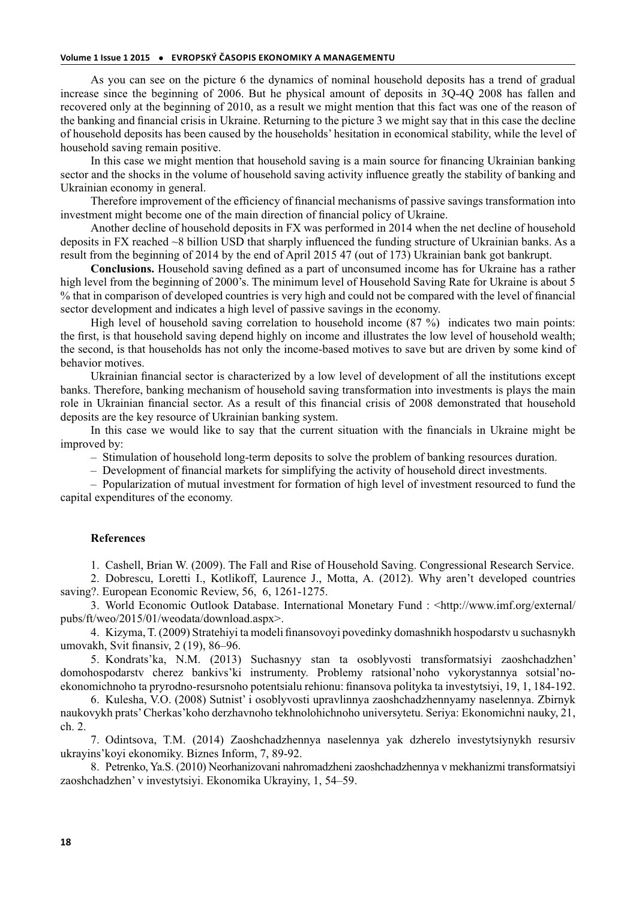As you can see on the picture 6 the dynamics of nominal household deposits has a trend of gradual increase since the beginning of 2006. But he physical amount of deposits in 3Q-4Q 2008 has fallen and recovered only at the beginning of 2010, as a result we might mention that this fact was one of the reason of the banking and financial crisis in Ukraine. Returning to the picture 3 we might say that in this case the decline of household deposits has been caused by the households' hesitation in economical stability, while the level of household saving remain positive.

In this case we might mention that household saving is a main source for financing Ukrainian banking sector and the shocks in the volume of household saving activity influence greatly the stability of banking and Ukrainian economy in general.

Therefore improvement of the efficiency of financial mechanisms of passive savings transformation into investment might become one of the main direction of financial policy of Ukraine.

Another decline of household deposits in FX was performed in 2014 when the net decline of household deposits in FX reached ~8 billion USD that sharply influenced the funding structure of Ukrainian banks. As a result from the beginning of 2014 by the end of April 2015 47 (out of 173) Ukrainian bank got bankrupt.

**Conclusions.** Household saving defined as a part of unconsumed income has for Ukraine has a rather high level from the beginning of 2000's. The minimum level of Household Saving Rate for Ukraine is about 5 % that in comparison of developed countries is very high and could not be compared with the level of financial sector development and indicates a high level of passive savings in the economy.

High level of household saving correlation to household income (87 %) indicates two main points: the first, is that household saving depend highly on income and illustrates the low level of household wealth; the second, is that households has not only the income-based motives to save but are driven by some kind of behavior motives.

Ukrainian financial sector is characterized by a low level of development of all the institutions except banks. Therefore, banking mechanism of household saving transformation into investments is plays the main role in Ukrainian financial sector. As a result of this financial crisis of 2008 demonstrated that household deposits are the key resource of Ukrainian banking system.

In this case we would like to say that the current situation with the financials in Ukraine might be improved by:

– Stimulation of household long-term deposits to solve the problem of banking resources duration.

– Development of financial markets for simplifying the activity of household direct investments.

– Popularization of mutual investment for formation of high level of investment resourced to fund the capital expenditures of the economy.

**References**

1. Cashell, Brian W. (2009). The Fall and Rise of Household Saving. Congressional Research Service.

2. Dobrescu, Loretti I., Kotlikoff, Laurence J., Motta, A. (2012). Why aren't developed countries saving?. European Economic Review, 56, 6, 1261-1275.

3. World Economic Outlook Database. International Monetary Fund : <http://www.imf.org/external/pubs/ft/weo/2015/01/weodata/download.aspx>.

4. Kizyma, T. (2009) Stratehiyi ta modeli finansovoyi povedinky domashnikh hospodarstv u suchasnykh umovakh, Svit finansiv, 2 (19), 86–96.

5. Kondrats'ka, N.M. (2013) Suchasnyy stan ta osoblyvosti transformatsiyi zaoshchadzhen' domohospodarstv cherez bankivs'ki instrumenty. Problemy ratsional'noho vykorystannya sotsial'no-ekonomichnoho ta pryrodno-resursnoho potentsialu rehionu: finansova polityka ta investytsiyi, 19, 1, 184-192.

6. Kulesha, V.O. (2008) Sutnist' i osoblyvosti upravlinnya zaoshchadzhennyamy naselennya. Zbirnyk naukovykh prats' Cherkas'koho derzhavnoho tekhnolohichnoho universytetu. Seriya: Ekonomichni nauky, 21, ch. 2.

7. Odintsova, T.M. (2014) Zaoshchadzhennya naselennya yak dzherelo investytsiynykh resursiv ukrayins'koyi ekonomiky. Biznes Inform, 7, 89-92.

8. Petrenko, Ya.S. (2010) Neorhanizovani nahromadzheni zaoshchadzhennya v mekhanizmi transformatsiyi zaoshchadzhen' v investytsiyi. Ekonomika Ukrayiny, 1, 54–59.